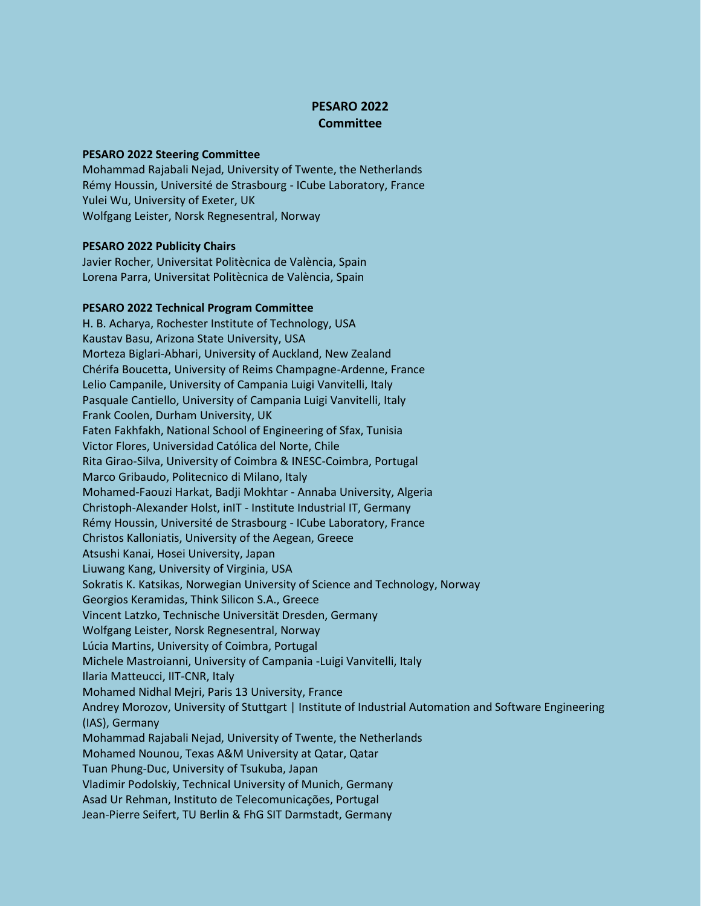# PESARO 2022
# Committee

## PESARO 2022 Steering Committee

Mohammad Rajabali Nejad, University of Twente, the Netherlands
Rémy Houssin, Université de Strasbourg - ICube Laboratory, France
Yulei Wu, University of Exeter, UK
Wolfgang Leister, Norsk Regnesentral, Norway

## PESARO 2022 Publicity Chairs

Javier Rocher, Universitat Politècnica de València, Spain
Lorena Parra, Universitat Politècnica de València, Spain

## PESARO 2022 Technical Program Committee

H. B. Acharya, Rochester Institute of Technology, USA
Kaustav Basu, Arizona State University, USA
Morteza Biglari-Abhari, University of Auckland, New Zealand
Chérifa Boucetta, University of Reims Champagne-Ardenne, France
Lelio Campanile, University of Campania Luigi Vanvitelli, Italy
Pasquale Cantiello, University of Campania Luigi Vanvitelli, Italy
Frank Coolen, Durham University, UK
Faten Fakhfakh, National School of Engineering of Sfax, Tunisia
Victor Flores, Universidad Católica del Norte, Chile
Rita Girao-Silva, University of Coimbra & INESC-Coimbra, Portugal
Marco Gribaudo, Politecnico di Milano, Italy
Mohamed-Faouzi Harkat, Badji Mokhtar - Annaba University, Algeria
Christoph-Alexander Holst, inIT - Institute Industrial IT, Germany
Rémy Houssin, Université de Strasbourg - ICube Laboratory, France
Christos Kalloniatis, University of the Aegean, Greece
Atsushi Kanai, Hosei University, Japan
Liuwang Kang, University of Virginia, USA
Sokratis K. Katsikas, Norwegian University of Science and Technology, Norway
Georgios Keramidas, Think Silicon S.A., Greece
Vincent Latzko, Technische Universität Dresden, Germany
Wolfgang Leister, Norsk Regnesentral, Norway
Lúcia Martins, University of Coimbra, Portugal
Michele Mastroianni, University of Campania -Luigi Vanvitelli, Italy
Ilaria Matteucci, IIT-CNR, Italy
Mohamed Nidhal Mejri, Paris 13 University, France
Andrey Morozov, University of Stuttgart | Institute of Industrial Automation and Software Engineering (IAS), Germany
Mohammad Rajabali Nejad, University of Twente, the Netherlands
Mohamed Nounou, Texas A&M University at Qatar, Qatar
Tuan Phung-Duc, University of Tsukuba, Japan
Vladimir Podolskiy, Technical University of Munich, Germany
Asad Ur Rehman, Instituto de Telecomunicações, Portugal
Jean-Pierre Seifert, TU Berlin & FhG SIT Darmstadt, Germany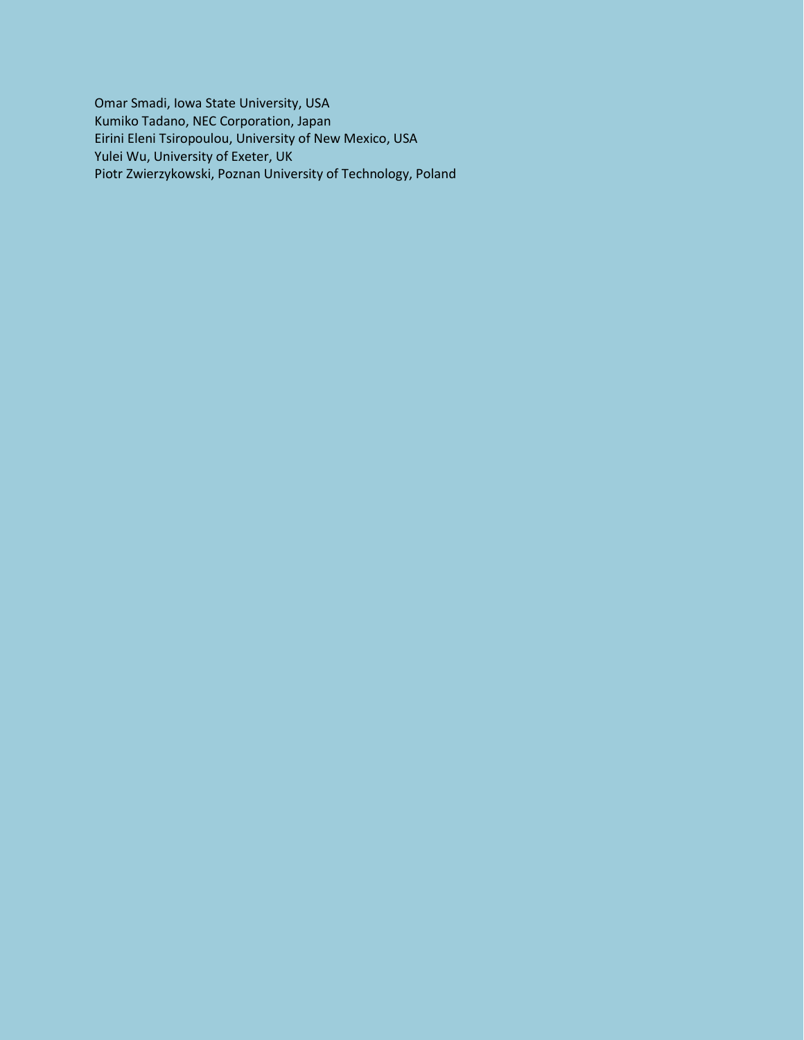Omar Smadi, Iowa State University, USA
Kumiko Tadano, NEC Corporation, Japan
Eirini Eleni Tsiropoulou, University of New Mexico, USA
Yulei Wu, University of Exeter, UK
Piotr Zwierzykowski, Poznan University of Technology, Poland